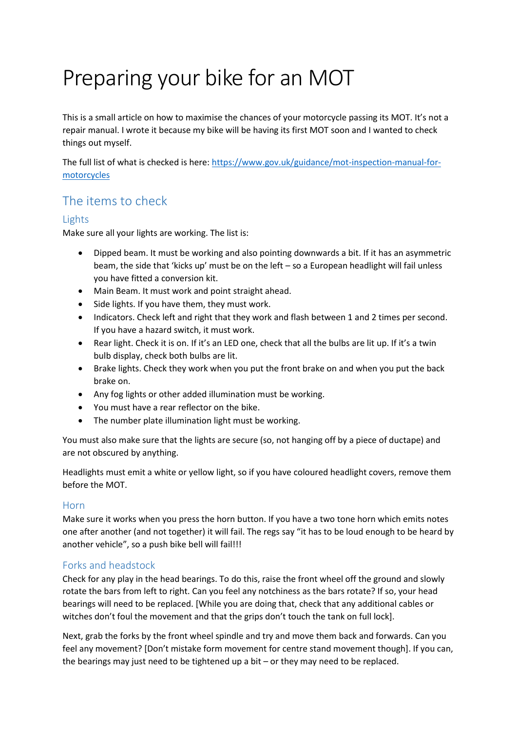# Preparing your bike for an MOT

This is a small article on how to maximise the chances of your motorcycle passing its MOT. It's not a repair manual. I wrote it because my bike will be having its first MOT soon and I wanted to check things out myself.

The full list of what is checked is here: [https://www.gov.uk/guidance/mot-inspection-manual-for-motorcycles](https://www.gov.uk/guidance/mot-inspection-manual-for-motorcycles)

## The items to check

### Lights

Make sure all your lights are working. The list is:

- Dipped beam. It must be working and also pointing downwards a bit. If it has an asymmetric beam, the side that 'kicks up' must be on the left – so a European headlight will fail unless you have fitted a conversion kit.
- Main Beam. It must work and point straight ahead.
- Side lights. If you have them, they must work.
- Indicators. Check left and right that they work and flash between 1 and 2 times per second. If you have a hazard switch, it must work.
- Rear light. Check it is on. If it's an LED one, check that all the bulbs are lit up. If it's a twin bulb display, check both bulbs are lit.
- Brake lights. Check they work when you put the front brake on and when you put the back brake on.
- Any fog lights or other added illumination must be working.
- You must have a rear reflector on the bike.
- The number plate illumination light must be working.

You must also make sure that the lights are secure (so, not hanging off by a piece of ductape) and are not obscured by anything.

Headlights must emit a white or yellow light, so if you have coloured headlight covers, remove them before the MOT.

### Horn

Make sure it works when you press the horn button. If you have a two tone horn which emits notes one after another (and not together) it will fail. The regs say "it has to be loud enough to be heard by another vehicle", so a push bike bell will fail!!!

### Forks and headstock

Check for any play in the head bearings. To do this, raise the front wheel off the ground and slowly rotate the bars from left to right. Can you feel any notchiness as the bars rotate? If so, your head bearings will need to be replaced. [While you are doing that, check that any additional cables or witches don't foul the movement and that the grips don't touch the tank on full lock].

Next, grab the forks by the front wheel spindle and try and move them back and forwards. Can you feel any movement? [Don't mistake form movement for centre stand movement though]. If you can, the bearings may just need to be tightened up a bit – or they may need to be replaced.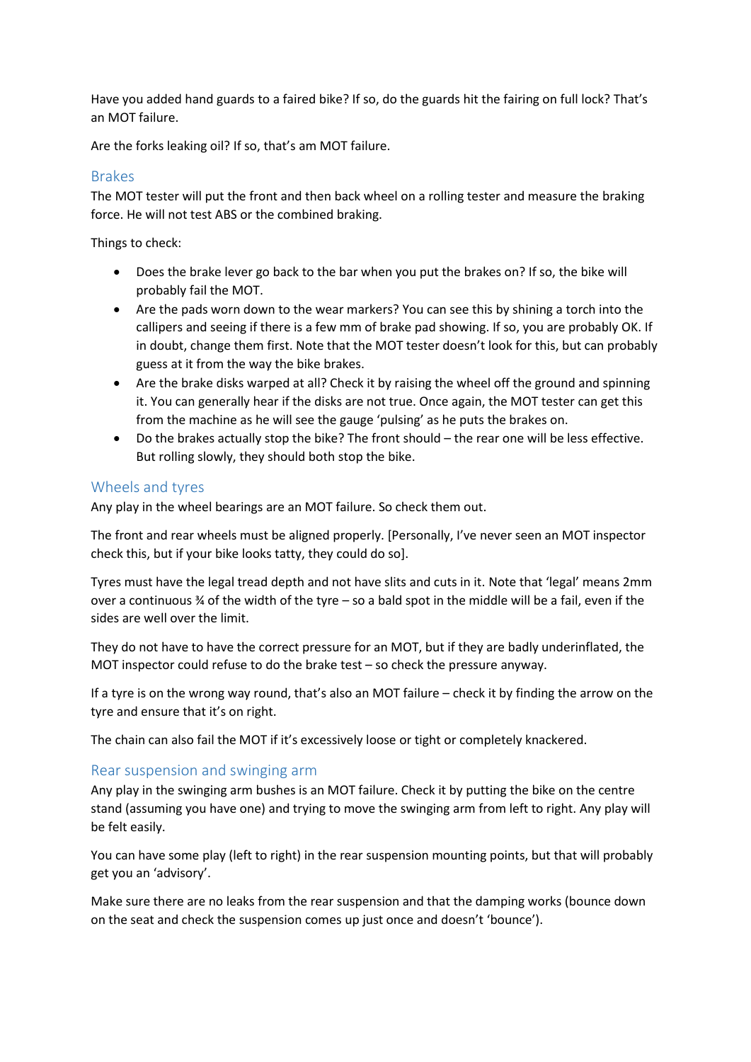Have you added hand guards to a faired bike? If so, do the guards hit the fairing on full lock? That's an MOT failure.

Are the forks leaking oil? If so, that's am MOT failure.

## Brakes

The MOT tester will put the front and then back wheel on a rolling tester and measure the braking force. He will not test ABS or the combined braking.

Things to check:

- Does the brake lever go back to the bar when you put the brakes on? If so, the bike will probably fail the MOT.
- Are the pads worn down to the wear markers? You can see this by shining a torch into the callipers and seeing if there is a few mm of brake pad showing. If so, you are probably OK. If in doubt, change them first. Note that the MOT tester doesn't look for this, but can probably guess at it from the way the bike brakes.
- Are the brake disks warped at all? Check it by raising the wheel off the ground and spinning it. You can generally hear if the disks are not true. Once again, the MOT tester can get this from the machine as he will see the gauge 'pulsing' as he puts the brakes on.
- Do the brakes actually stop the bike? The front should – the rear one will be less effective. But rolling slowly, they should both stop the bike.

## Wheels and tyres

Any play in the wheel bearings are an MOT failure. So check them out.

The front and rear wheels must be aligned properly. [Personally, I've never seen an MOT inspector check this, but if your bike looks tatty, they could do so].

Tyres must have the legal tread depth and not have slits and cuts in it. Note that 'legal' means 2mm over a continuous ¾ of the width of the tyre – so a bald spot in the middle will be a fail, even if the sides are well over the limit.

They do not have to have the correct pressure for an MOT, but if they are badly underinflated, the MOT inspector could refuse to do the brake test – so check the pressure anyway.

If a tyre is on the wrong way round, that's also an MOT failure – check it by finding the arrow on the tyre and ensure that it's on right.

The chain can also fail the MOT if it's excessively loose or tight or completely knackered.

## Rear suspension and swinging arm

Any play in the swinging arm bushes is an MOT failure. Check it by putting the bike on the centre stand (assuming you have one) and trying to move the swinging arm from left to right. Any play will be felt easily.

You can have some play (left to right) in the rear suspension mounting points, but that will probably get you an 'advisory'.

Make sure there are no leaks from the rear suspension and that the damping works (bounce down on the seat and check the suspension comes up just once and doesn't 'bounce').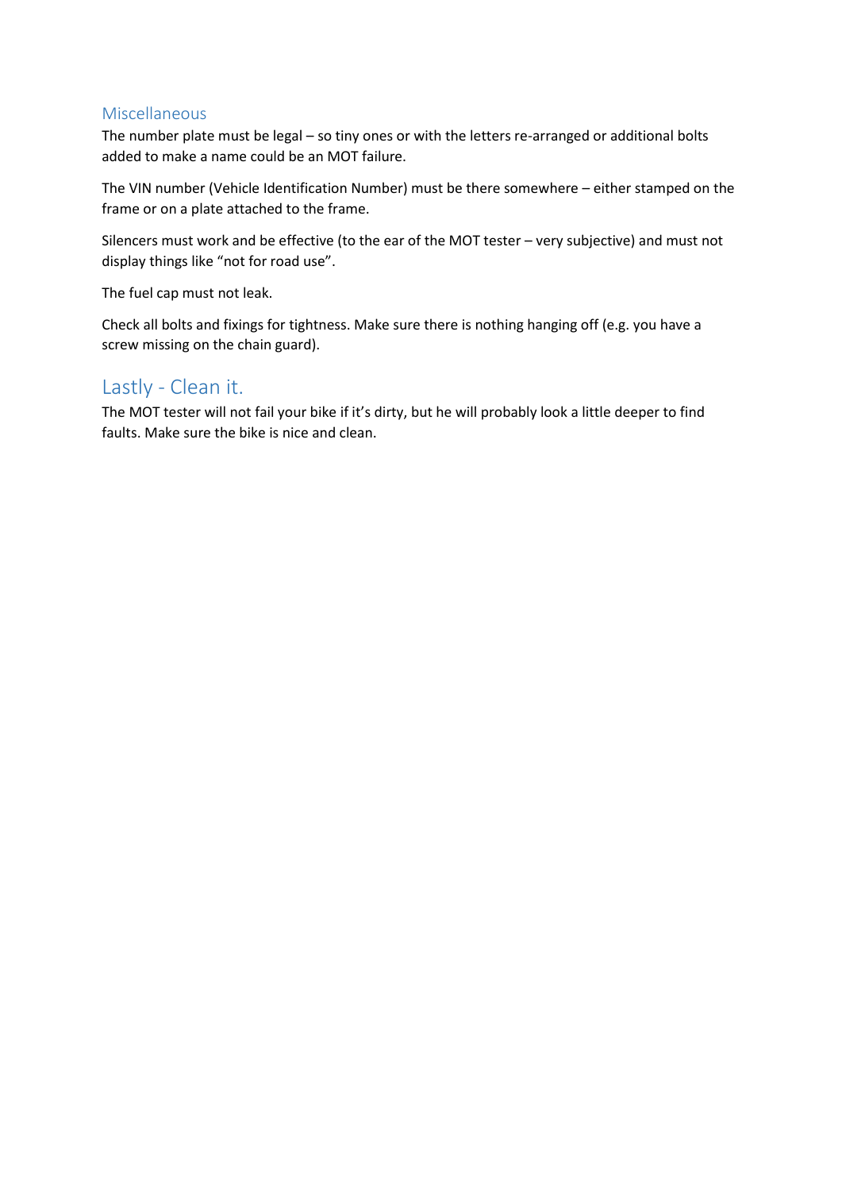### Miscellaneous

The number plate must be legal – so tiny ones or with the letters re-arranged or additional bolts added to make a name could be an MOT failure.

The VIN number (Vehicle Identification Number) must be there somewhere – either stamped on the frame or on a plate attached to the frame.

Silencers must work and be effective (to the ear of the MOT tester – very subjective) and must not display things like "not for road use".

The fuel cap must not leak.

Check all bolts and fixings for tightness. Make sure there is nothing hanging off (e.g. you have a screw missing on the chain guard).

## Lastly - Clean it.

The MOT tester will not fail your bike if it's dirty, but he will probably look a little deeper to find faults. Make sure the bike is nice and clean.